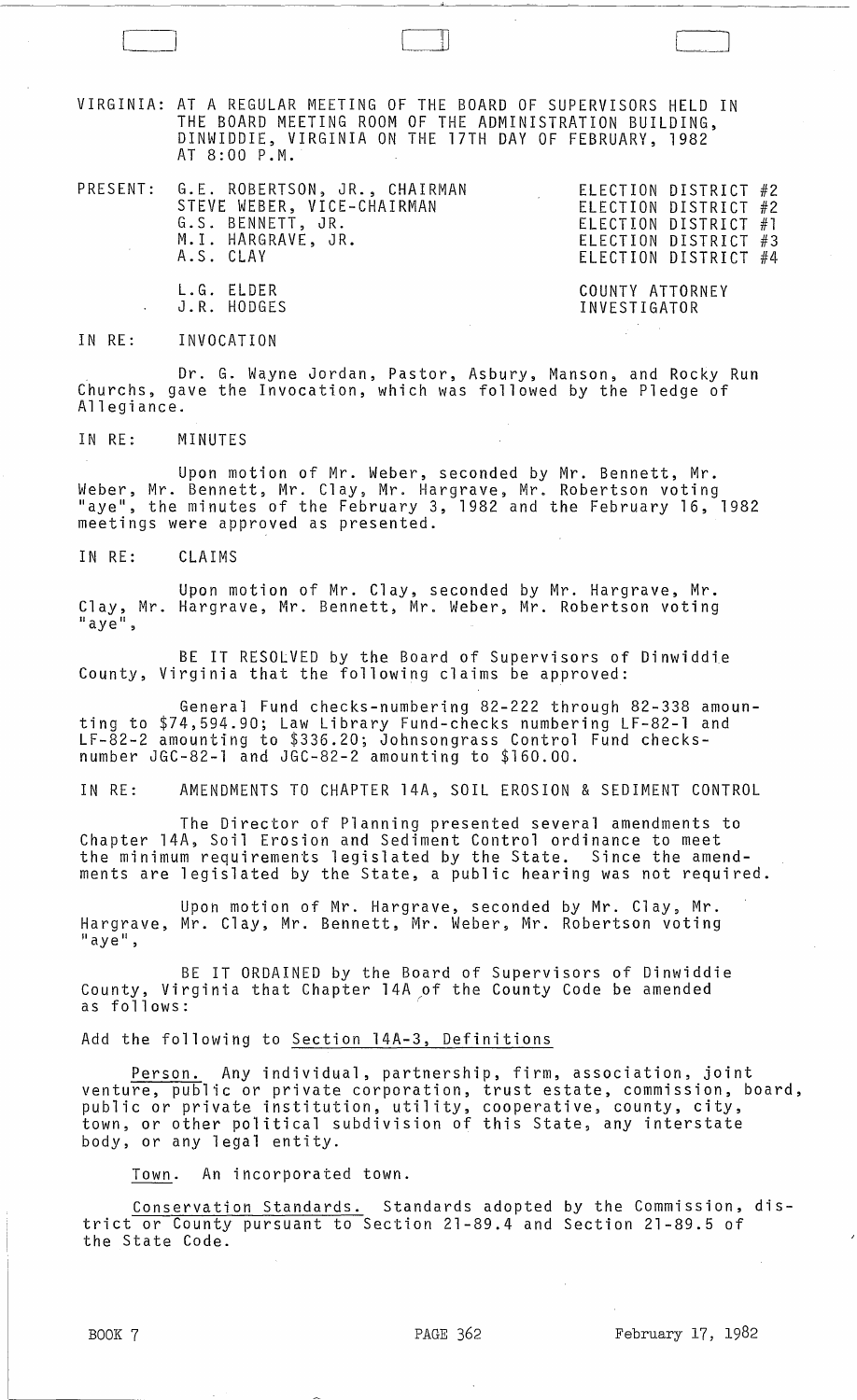VIRGINIA: AT A REGULAR MEETING OF THE BOARD OF SUPERVISORS HELD IN THE BOARD MEETING ROOM OF THE ADMINISTRATION BUILDING, DINWIDDIE, VIRGINIA ON THE 17TH DAY OF FEBRUARY, 1982 AT 8:00 P.M.

| PRESENT: | | |
|---|---|---|
| | G.E. ROBERTSON, JR., CHAIRMAN | ELECTION DISTRICT #2 |
| | STEVE WEBER, VICE-CHAIRMAN | ELECTION DISTRICT #2 |
| | G.S. BENNETT, JR. | ELECTION DISTRICT #1 |
| | M.I. HARGRAVE, JR. | ELECTION DISTRICT #3 |
| | A.S. CLAY | ELECTION DISTRICT #4 |
| | L.G. ELDER | COUNTY ATTORNEY |
| | J.R. HODGES | INVESTIGATOR |

IN RE: INVOCATION

Dr. G. Wayne Jordan, Pastor, Asbury, Manson, and Rocky Run Churchs, gave the Invocation, which was followed by the Pledge of Allegiance.

IN RE: MINUTES

Upon motion of Mr. Weber, seconded by Mr. Bennett, Mr. Weber, Mr. Bennett, Mr. Clay, Mr. Hargrave, Mr. Robertson voting "aye", the minutes of the February 3, 1982 and the February 16, 1982 meetings were approved as presented.

IN RE: CLAIMS

Upon motion of Mr. Clay, seconded by Mr. Hargrave, Mr. Clay, Mr. Hargrave, Mr. Bennett, Mr. Weber, Mr. Robertson voting "aye",

BE IT RESOLVED by the Board of Supervisors of Dinwiddie County, Virginia that the following claims be approved:

General Fund checks-numbering 82-222 through 82-338 amounting to $74,594.90; Law Library Fund-checks numbering LF-82-1 and LF-82-2 amounting to $336.20; Johnsongrass Control Fund checks-number JGC-82-1 and JGC-82-2 amounting to $160.00.

IN RE: AMENDMENTS TO CHAPTER 14A, SOIL EROSION & SEDIMENT CONTROL

The Director of Planning presented several amendments to Chapter 14A, Soil Erosion and Sediment Control ordinance to meet the minimum requirements legislated by the State. Since the amendments are legislated by the State, a public hearing was not required.

Upon motion of Mr. Hargrave, seconded by Mr. Clay, Mr. Hargrave, Mr. Clay, Mr. Bennett, Mr. Weber, Mr. Robertson voting "aye",

BE IT ORDAINED by the Board of Supervisors of Dinwiddie County, Virginia that Chapter 14A of the County Code be amended as follows:

Add the following to Section 14A-3, Definitions

Person. Any individual, partnership, firm, association, joint venture, public or private corporation, trust estate, commission, board, public or private institution, utility, cooperative, county, city, town, or other political subdivision of this State, any interstate body, or any legal entity.

Town. An incorporated town.

Conservation Standards. Standards adopted by the Commission, district or County pursuant to Section 21-89.4 and Section 21-89.5 of the State Code.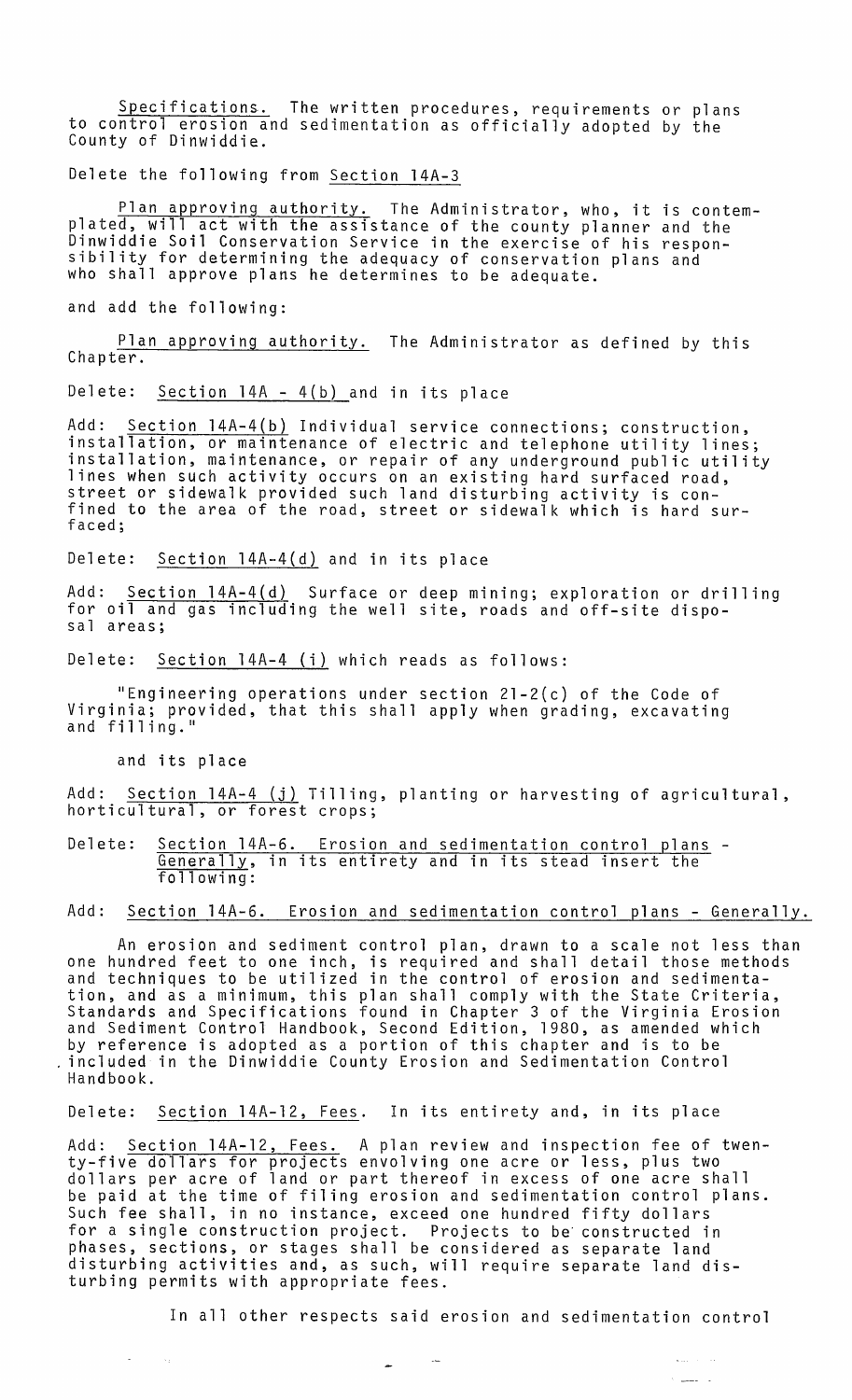Specifications. The written procedures, requirements or plans to control erosion and sedimentation as officially adopted by the County of Dinwiddie.

Delete the following from Section 14A-3

Plan approving authority. The Administrator, who, it is contemplated, will act with the assistance of the county planner and the Dinwiddie Soil Conservation Service in the exercise of his responsibility for determining the adequacy of conservation plans and who shall approve plans he determines to be adequate.

and add the following:

Plan approving authority. The Administrator as defined by this Chapter.

Delete: Section 14A - 4(b) and in its place

Add: Section 14A-4(b) Individual service connections; construction, installation, or maintenance of electric and telephone utility lines; installation, maintenance, or repair of any underground public utility lines when such activity occurs on an existing hard surfaced road, street or sidewalk provided such land disturbing activity is confined to the area of the road, street or sidewalk which is hard surfaced;

Delete: Section 14A-4(d) and in its place

Add: Section 14A-4(d) Surface or deep mining; exploration or drilling for oil and gas including the well site, roads and off-site disposal areas;

Delete: Section 14A-4 (i) which reads as follows:

"Engineering operations under section 21-2(c) of the Code of Virginia; provided, that this shall apply when grading, excavating and filling."

and its place

Add: Section 14A-4 (j) Tilling, planting or harvesting of agricultural, horticultural, or forest crops;

Delete: Section 14A-6. Erosion and sedimentation control plans - Generally, in its entirety and in its stead insert the following:

Add: Section 14A-6. Erosion and sedimentation control plans - Generally.

An erosion and sediment control plan, drawn to a scale not less than one hundred feet to one inch, is required and shall detail those methods and techniques to be utilized in the control of erosion and sedimentation, and as a minimum, this plan shall comply with the State Criteria, Standards and Specifications found in Chapter 3 of the Virginia Erosion and Sediment Control Handbook, Second Edition, 1980, as amended which by reference is adopted as a portion of this chapter and is to be included in the Dinwiddie County Erosion and Sedimentation Control Handbook.

Delete: Section 14A-12, Fees. In its entirety and, in its place

Add: Section 14A-12, Fees. A plan review and inspection fee of twenty-five dollars for projects envolving one acre or less, plus two dollars per acre of land or part thereof in excess of one acre shall be paid at the time of filing erosion and sedimentation control plans. Such fee shall, in no instance, exceed one hundred fifty dollars for a single construction project. Projects to be constructed in phases, sections, or stages shall be considered as separate land disturbing activities and, as such, will require separate land disturbing permits with appropriate fees.

In all other respects said erosion and sedimentation control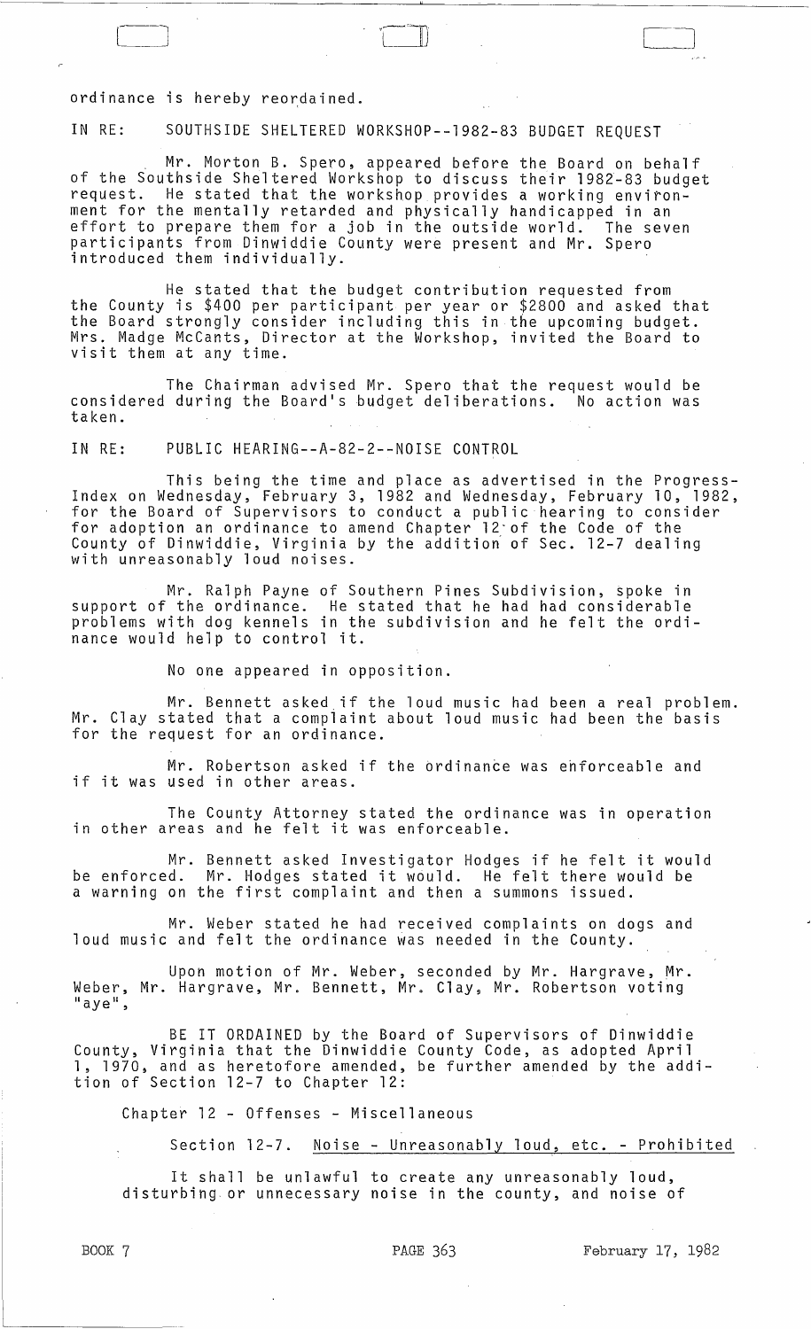ordinance is hereby reordained.

IN RE: SOUTHSIDE SHELTERED WORKSHOP--1982-83 BUDGET REQUEST

Mr. Morton B. Spero, appeared before the Board on behalf of the Southside Sheltered Workshop to discuss their 1982-83 budget request. He stated that the workshop provides a working environment for the mentally retarded and physically handicapped in an effort to prepare them for a job in the outside world. The seven participants from Dinwiddie County were present and Mr. Spero introduced them individually.

He stated that the budget contribution requested from the County is $400 per participant per year or $2800 and asked that the Board strongly consider including this in the upcoming budget. Mrs. Madge McCants, Director at the Workshop, invited the Board to visit them at any time.

The Chairman advised Mr. Spero that the request would be considered during the Board's budget deliberations. No action was taken.

IN RE: PUBLIC HEARING--A-82-2--NOISE CONTROL

This being the time and place as advertised in the Progress-Index on Wednesday, February 3, 1982 and Wednesday, February 10, 1982, for the Board of Supervisors to conduct a public hearing to consider for adoption an ordinance to amend Chapter 12 of the Code of the County of Dinwiddie, Virginia by the addition of Sec. 12-7 dealing with unreasonably loud noises.

Mr. Ralph Payne of Southern Pines Subdivision, spoke in support of the ordinance. He stated that he had had considerable problems with dog kennels in the subdivision and he felt the ordinance would help to control it.

No one appeared in opposition.

Mr. Bennett asked if the loud music had been a real problem. Mr. Clay stated that a complaint about loud music had been the basis for the request for an ordinance.

Mr. Robertson asked if the ordinance was enforceable and if it was used in other areas.

The County Attorney stated the ordinance was in operation in other areas and he felt it was enforceable.

Mr. Bennett asked Investigator Hodges if he felt it would be enforced. Mr. Hodges stated it would. He felt there would be a warning on the first complaint and then a summons issued.

Mr. Weber stated he had received complaints on dogs and loud music and felt the ordinance was needed in the County.

Upon motion of Mr. Weber, seconded by Mr. Hargrave, Mr. Weber, Mr. Hargrave, Mr. Bennett, Mr. Clay, Mr. Robertson voting "aye",

BE IT ORDAINED by the Board of Supervisors of Dinwiddie County, Virginia that the Dinwiddie County Code, as adopted April 1, 1970, and as heretofore amended, be further amended by the addition of Section 12-7 to Chapter 12:

Chapter 12 - Offenses - Miscellaneous

Section 12-7. Noise - Unreasonably loud, etc. - Prohibited

It shall be unlawful to create any unreasonably loud, disturbing or unnecessary noise in the county, and noise of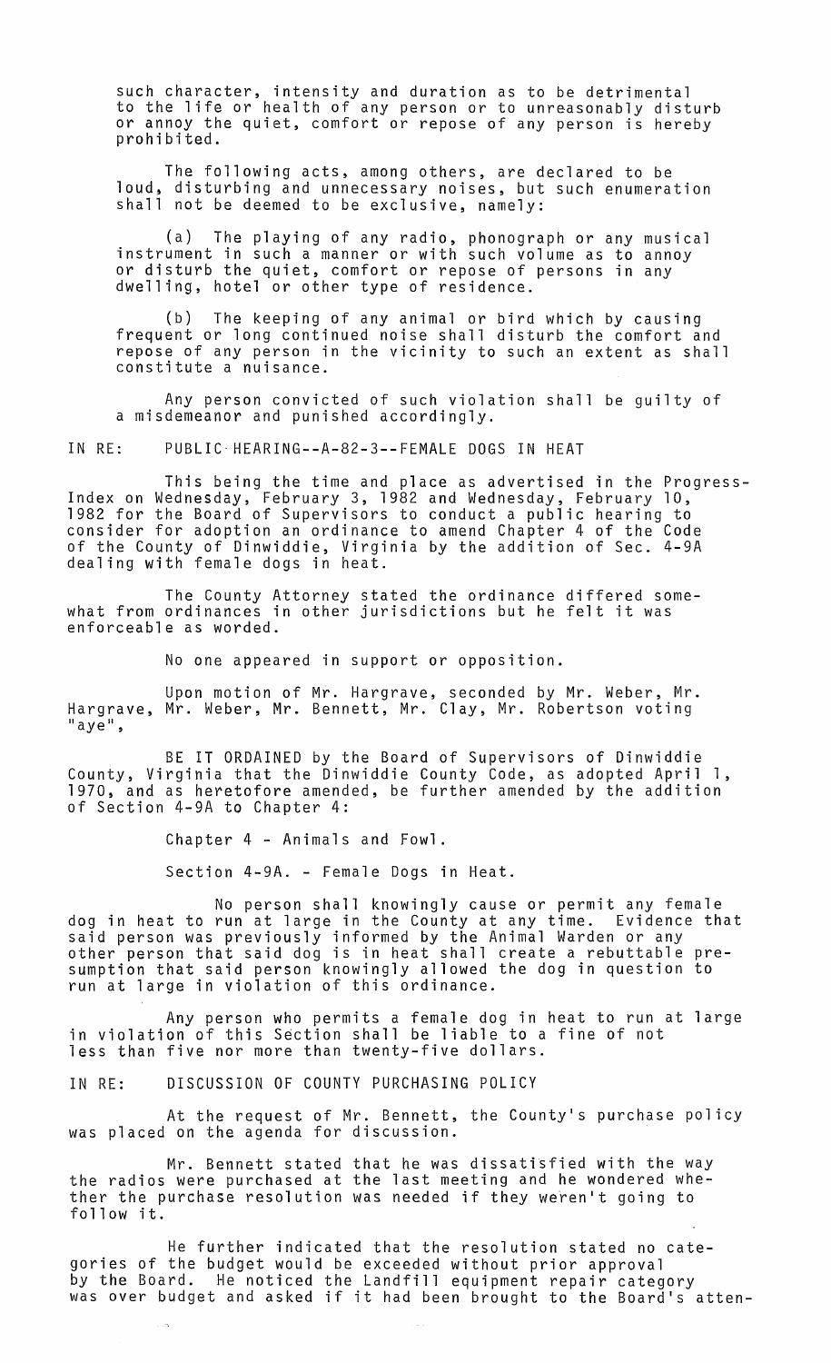such character, intensity and duration as to be detrimental to the life or health of any person or to unreasonably disturb or annoy the quiet, comfort or repose of any person is hereby prohibited.

The following acts, among others, are declared to be loud, disturbing and unnecessary noises, but such enumeration shall not be deemed to be exclusive, namely:

(a) The playing of any radio, phonograph or any musical instrument in such a manner or with such volume as to annoy or disturb the quiet, comfort or repose of persons in any dwelling, hotel or other type of residence.

(b) The keeping of any animal or bird which by causing frequent or long continued noise shall disturb the comfort and repose of any person in the vicinity to such an extent as shall constitute a nuisance.

Any person convicted of such violation shall be guilty of a misdemeanor and punished accordingly.

IN RE: PUBLIC HEARING--A-82-3--FEMALE DOGS IN HEAT

This being the time and place as advertised in the Progress-Index on Wednesday, February 3, 1982 and Wednesday, February 10, 1982 for the Board of Supervisors to conduct a public hearing to consider for adoption an ordinance to amend Chapter 4 of the Code of the County of Dinwiddie, Virginia by the addition of Sec. 4-9A dealing with female dogs in heat.

The County Attorney stated the ordinance differed somewhat from ordinances in other jurisdictions but he felt it was enforceable as worded.

No one appeared in support or opposition.

Upon motion of Mr. Hargrave, seconded by Mr. Weber, Mr. Hargrave, Mr. Weber, Mr. Bennett, Mr. Clay, Mr. Robertson voting "aye",

BE IT ORDAINED by the Board of Supervisors of Dinwiddie County, Virginia that the Dinwiddie County Code, as adopted April 1, 1970, and as heretofore amended, be further amended by the addition of Section 4-9A to Chapter 4:

Chapter 4 - Animals and Fowl.

Section 4-9A. - Female Dogs in Heat.

No person shall knowingly cause or permit any female dog in heat to run at large in the County at any time. Evidence that said person was previously informed by the Animal Warden or any other person that said dog is in heat shall create a rebuttable presumption that said person knowingly allowed the dog in question to run at large in violation of this ordinance.

Any person who permits a female dog in heat to run at large in violation of this Section shall be liable to a fine of not less than five nor more than twenty-five dollars.

IN RE: DISCUSSION OF COUNTY PURCHASING POLICY

At the request of Mr. Bennett, the County's purchase policy was placed on the agenda for discussion.

Mr. Bennett stated that he was dissatisfied with the way the radios were purchased at the last meeting and he wondered whether the purchase resolution was needed if they weren't going to follow it.

He further indicated that the resolution stated no categories of the budget would be exceeded without prior approval by the Board. He noticed the Landfill equipment repair category was over budget and asked if it had been brought to the Board's atten-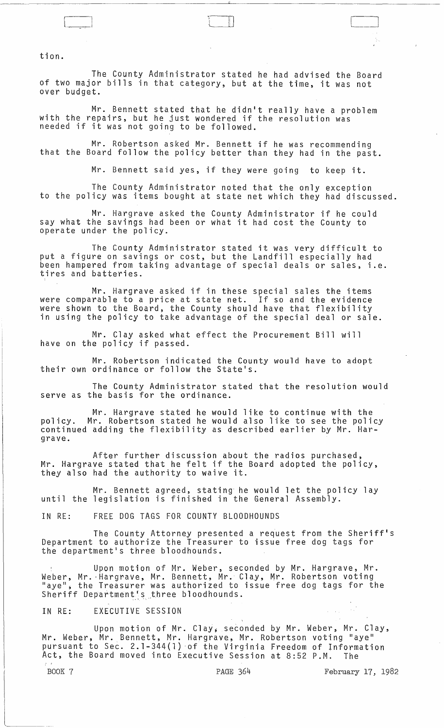tion.

The County Administrator stated he had advised the Board of two major bills in that category, but at the time, it was not over budget.

Mr. Bennett stated that he didn't really have a problem with the repairs, but he just wondered if the resolution was needed if it was not going to be followed.

Mr. Robertson asked Mr. Bennett if he was recommending that the Board follow the policy better than they had in the past.

Mr. Bennett said yes, if they were going to keep it.

The County Administrator noted that the only exception to the policy was items bought at state net which they had discussed.

Mr. Hargrave asked the County Administrator if he could say what the savings had been or what it had cost the County to operate under the policy.

The County Administrator stated it was very difficult to put a figure on savings or cost, but the Landfill especially had been hampered from taking advantage of special deals or sales, i.e. tires and batteries.

Mr. Hargrave asked if in these special sales the items were comparable to a price at state net. If so and the evidence were shown to the Board, the County should have that flexibility in using the policy to take advantage of the special deal or sale.

Mr. Clay asked what effect the Procurement Bill will have on the policy if passed.

Mr. Robertson indicated the County would have to adopt their own ordinance or follow the State's.

The County Administrator stated that the resolution would serve as the basis for the ordinance.

Mr. Hargrave stated he would like to continue with the policy. Mr. Robertson stated he would also like to see the policy continued adding the flexibility as described earlier by Mr. Hargrave.

After further discussion about the radios purchased, Mr. Hargrave stated that he felt if the Board adopted the policy, they also had the authority to waive it.

Mr. Bennett agreed, stating he would let the policy lay until the legislation is finished in the General Assembly.

IN RE: FREE DOG TAGS FOR COUNTY BLOODHOUNDS

The County Attorney presented a request from the Sheriff's Department to authorize the Treasurer to issue free dog tags for the department's three bloodhounds.

Upon motion of Mr. Weber, seconded by Mr. Hargrave, Mr. Weber, Mr. Hargrave, Mr. Bennett, Mr. Clay, Mr. Robertson voting "aye", the Treasurer was authorized to issue free dog tags for the Sheriff Department's three bloodhounds.

IN RE: EXECUTIVE SESSION

Upon motion of Mr. Clay, seconded by Mr. Weber, Mr. Clay, Mr. Weber, Mr. Bennett, Mr. Hargrave, Mr. Robertson voting "aye" pursuant to Sec. 2.1-344(1) of the Virginia Freedom of Information Act, the Board moved into Executive Session at 8:52 P.M. The

BOOK 7 PAGE 364 February 17, 1982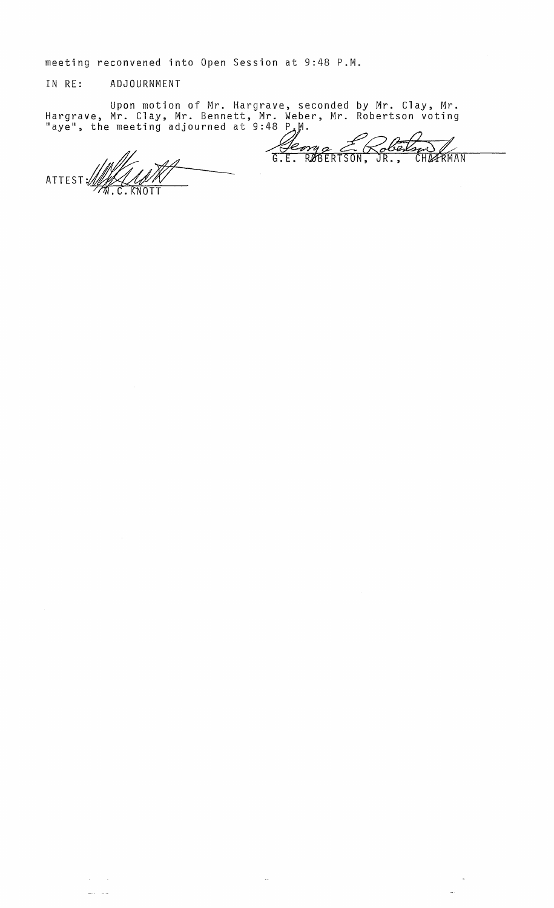meeting reconvened into Open Session at 9:48 P.M.

IN RE: ADJOURNMENT

Upon motion of Mr. Hargrave, seconded by Mr. Clay, Mr. Hargrave, Mr. Clay, Mr. Bennett, Mr. Weber, Mr. Robertson voting "aye", the meeting adjourned at 9:48 P.M.

G.E. ROBERTSON, JR., CHAIRMAN

ATTEST: W.C. KNOTT